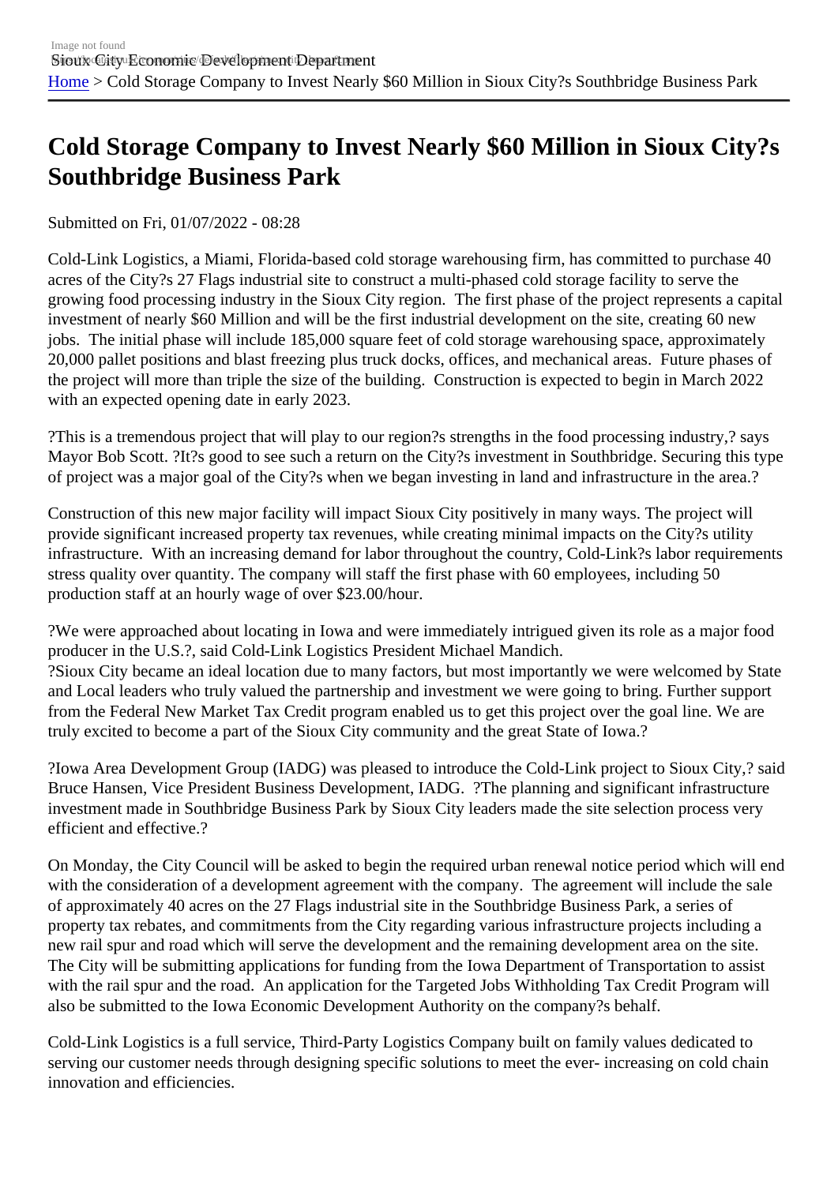Sioux City Economic Development Department

Home > Cold Storage Company to Invest Nearly $60 Million in Sioux City?s Southbridge Business Park

# Cold Storage Company to Invest Nearly $60 Million in Sioux City?s Southbridge Business Park

Submitted on Fri, 01/07/2022 - 08:28

Cold-Link Logistics, a Miami, Florida-based cold storage warehousing firm, has committed to purchase 40 acres of the City?s 27 Flags industrial site to construct a multi-phased cold storage facility to serve the growing food processing industry in the Sioux City region. The first phase of the project represents a capital investment of nearly $60 Million and will be the first industrial development on the site, creating 60 new jobs. The initial phase will include 185,000 square feet of cold storage warehousing space, approximately 20,000 pallet positions and blast freezing plus truck docks, offices, and mechanical areas. Future phases of the project will more than triple the size of the building. Construction is expected to begin in March 2022 with an expected opening date in early 2023.

?This is a tremendous project that will play to our region?s strengths in the food processing industry,? says Mayor Bob Scott. ?It?s good to see such a return on the City?s investment in Southbridge. Securing this type of project was a major goal of the City?s when we began investing in land and infrastructure in the area.?

Construction of this new major facility will impact Sioux City positively in many ways. The project will provide significant increased property tax revenues, while creating minimal impacts on the City?s utility infrastructure. With an increasing demand for labor throughout the country, Cold-Link?s labor requirements stress quality over quantity. The company will staff the first phase with 60 employees, including 50 production staff at an hourly wage of over $23.00/hour.

?We were approached about locating in Iowa and were immediately intrigued given its role as a major food producer in the U.S.?, said Cold-Link Logistics President Michael Mandich.
?Sioux City became an ideal location due to many factors, but most importantly we were welcomed by State and Local leaders who truly valued the partnership and investment we were going to bring. Further support from the Federal New Market Tax Credit program enabled us to get this project over the goal line. We are truly excited to become a part of the Sioux City community and the great State of Iowa.?

?Iowa Area Development Group (IADG) was pleased to introduce the Cold-Link project to Sioux City,? said Bruce Hansen, Vice President Business Development, IADG. ?The planning and significant infrastructure investment made in Southbridge Business Park by Sioux City leaders made the site selection process very efficient and effective.?

On Monday, the City Council will be asked to begin the required urban renewal notice period which will end with the consideration of a development agreement with the company. The agreement will include the sale of approximately 40 acres on the 27 Flags industrial site in the Southbridge Business Park, a series of property tax rebates, and commitments from the City regarding various infrastructure projects including a new rail spur and road which will serve the development and the remaining development area on the site. The City will be submitting applications for funding from the Iowa Department of Transportation to assist with the rail spur and the road. An application for the Targeted Jobs Withholding Tax Credit Program will also be submitted to the Iowa Economic Development Authority on the company?s behalf.

Cold-Link Logistics is a full service, Third-Party Logistics Company built on family values dedicated to serving our customer needs through designing specific solutions to meet the ever- increasing on cold chain innovation and efficiencies.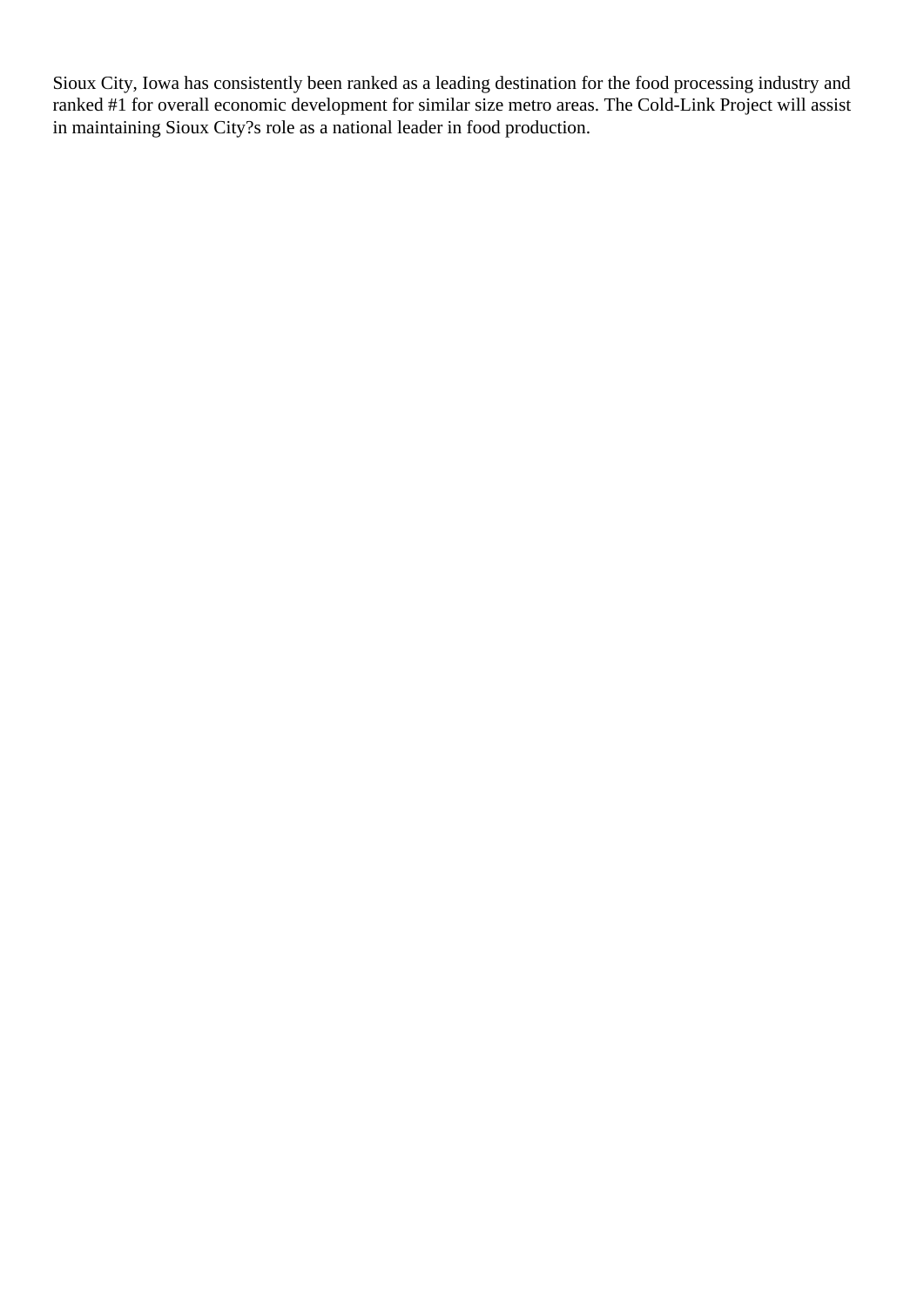Sioux City, Iowa has consistently been ranked as a leading destination for the food processing industry and ranked #1 for overall economic development for similar size metro areas. The Cold-Link Project will assist in maintaining Sioux City?s role as a national leader in food production.